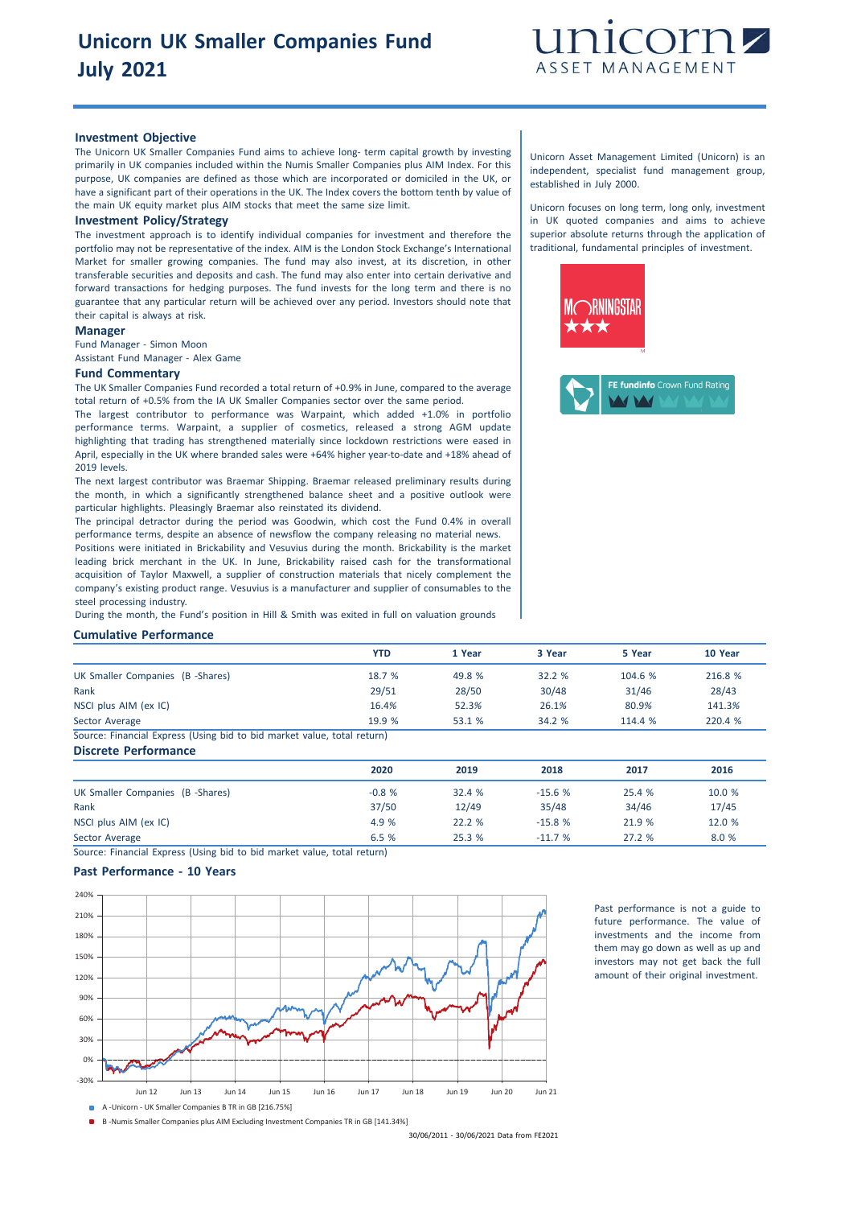# Unicorn UK Smaller Companies Fund
# July 2021

unicorn ASSET MANAGEMENT

### Investment Objective

The Unicorn UK Smaller Companies Fund aims to achieve long- term capital growth by investing primarily in UK companies included within the Numis Smaller Companies plus AIM Index. For this purpose, UK companies are defined as those which are incorporated or domiciled in the UK, or have a significant part of their operations in the UK. The Index covers the bottom tenth by value of the main UK equity market plus AIM stocks that meet the same size limit.

### Investment Policy/Strategy

The investment approach is to identify individual companies for investment and therefore the portfolio may not be representative of the index. AIM is the London Stock Exchange's International Market for smaller growing companies. The fund may also invest, at its discretion, in other transferable securities and deposits and cash. The fund may also enter into certain derivative and forward transactions for hedging purposes. The fund invests for the long term and there is no guarantee that any particular return will be achieved over any period. Investors should note that their capital is always at risk.

### Manager

Fund Manager - Simon Moon
Assistant Fund Manager - Alex Game

### Fund Commentary

The UK Smaller Companies Fund recorded a total return of +0.9% in June, compared to the average total return of +0.5% from the IA UK Smaller Companies sector over the same period.

The largest contributor to performance was Warpaint, which added +1.0% in portfolio performance terms. Warpaint, a supplier of cosmetics, released a strong AGM update highlighting that trading has strengthened materially since lockdown restrictions were eased in April, especially in the UK where branded sales were +64% higher year-to-date and +18% ahead of 2019 levels.

The next largest contributor was Braemar Shipping. Braemar released preliminary results during the month, in which a significantly strengthened balance sheet and a positive outlook were particular highlights. Pleasingly Braemar also reinstated its dividend.

The principal detractor during the period was Goodwin, which cost the Fund 0.4% in overall performance terms, despite an absence of newsflow the company releasing no material news.

Positions were initiated in Brickability and Vesuvius during the month. Brickability is the market leading brick merchant in the UK. In June, Brickability raised cash for the transformational acquisition of Taylor Maxwell, a supplier of construction materials that nicely complement the company's existing product range. Vesuvius is a manufacturer and supplier of consumables to the steel processing industry.

During the month, the Fund's position in Hill & Smith was exited in full on valuation grounds

Unicorn Asset Management Limited (Unicorn) is an independent, specialist fund management group, established in July 2000.

Unicorn focuses on long term, long only, investment in UK quoted companies and aims to achieve superior absolute returns through the application of traditional, fundamental principles of investment.

MORNINGSTAR ★★★

FE fundinfo Crown Fund Rating

### Cumulative Performance

| | YTD | 1 Year | 3 Year | 5 Year | 10 Year |
|---|---|---|---|---|---|
| UK Smaller Companies (B -Shares) | 18.7 % | 49.8 % | 32.2 % | 104.6 % | 216.8 % |
| Rank | 29/51 | 28/50 | 30/48 | 31/46 | 28/43 |
| NSCI plus AIM (ex IC) | 16.4% | 52.3% | 26.1% | 80.9% | 141.3% |
| Sector Average | 19.9 % | 53.1 % | 34.2 % | 114.4 % | 220.4 % |

Source: Financial Express (Using bid to bid market value, total return)

### Discrete Performance

| | 2020 | 2019 | 2018 | 2017 | 2016 |
|---|---|---|---|---|---|
| UK Smaller Companies (B -Shares) | -0.8 % | 32.4 % | -15.6 % | 25.4 % | 10.0 % |
| Rank | 37/50 | 12/49 | 35/48 | 34/46 | 17/45 |
| NSCI plus AIM (ex IC) | 4.9 % | 22.2 % | -15.8 % | 21.9 % | 12.0 % |
| Sector Average | 6.5 % | 25.3 % | -11.7 % | 27.2 % | 8.0 % |

Source: Financial Express (Using bid to bid market value, total return)

### Past Performance - 10 Years

A -Unicorn - UK Smaller Companies B TR in GB [216.75%]

B -Numis Smaller Companies plus AIM Excluding Investment Companies TR in GB [141.34%]

30/06/2011 - 30/06/2021 Data from FE2021

Past performance is not a guide to future performance. The value of investments and the income from them may go down as well as up and investors may not get back the full amount of their original investment.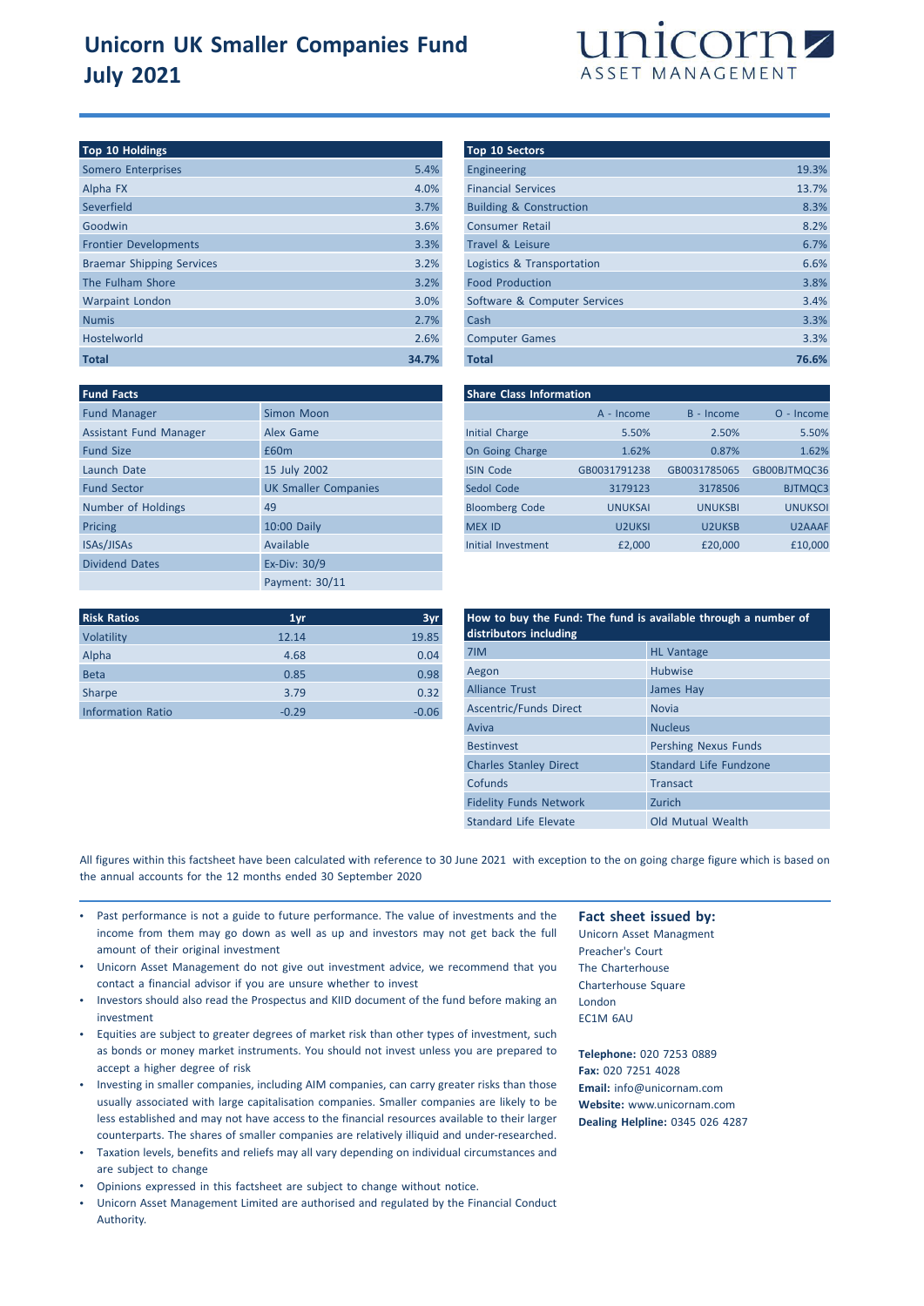# Unicorn UK Smaller Companies Fund
# July 2021

| Top 10 Holdings | |
|---|---|
| Somero Enterprises | 5.4% |
| Alpha FX | 4.0% |
| Severfield | 3.7% |
| Goodwin | 3.6% |
| Frontier Developments | 3.3% |
| Braemar Shipping Services | 3.2% |
| The Fulham Shore | 3.2% |
| Warpaint London | 3.0% |
| Numis | 2.7% |
| Hostelworld | 2.6% |
| **Total** | **34.7%** |

| Top 10 Sectors | |
|---|---|
| Engineering | 19.3% |
| Financial Services | 13.7% |
| Building & Construction | 8.3% |
| Consumer Retail | 8.2% |
| Travel & Leisure | 6.7% |
| Logistics & Transportation | 6.6% |
| Food Production | 3.8% |
| Software & Computer Services | 3.4% |
| Cash | 3.3% |
| Computer Games | 3.3% |
| **Total** | **76.6%** |

| Fund Facts | |
|---|---|
| Fund Manager | Simon Moon |
| Assistant Fund Manager | Alex Game |
| Fund Size | £60m |
| Launch Date | 15 July 2002 |
| Fund Sector | UK Smaller Companies |
| Number of Holdings | 49 |
| Pricing | 10:00 Daily |
| ISAs/JISAs | Available |
| Dividend Dates | Ex-Div: 30/9 |
| | Payment: 30/11 |

| Share Class Information | A - Income | B - Income | O - Income |
|---|---|---|---|
| Initial Charge | 5.50% | 2.50% | 5.50% |
| On Going Charge | 1.62% | 0.87% | 1.62% |
| ISIN Code | GB0031791238 | GB0031785065 | GB00BJTMQC36 |
| Sedol Code | 3179123 | 3178506 | BJTMQC3 |
| Bloomberg Code | UNUKSAI | UNUKSBI | UNUKSOI |
| MEX ID | U2UKSI | U2UKSB | U2AAAF |
| Initial Investment | £2,000 | £20,000 | £10,000 |

| Risk Ratios | 1yr | 3yr |
|---|---|---|
| Volatility | 12.14 | 19.85 |
| Alpha | 4.68 | 0.04 |
| Beta | 0.85 | 0.98 |
| Sharpe | 3.79 | 0.32 |
| Information Ratio | -0.29 | -0.06 |

| How to buy the Fund: The fund is available through a number of distributors including | |
|---|---|
| 7IM | HL Vantage |
| Aegon | Hubwise |
| Alliance Trust | James Hay |
| Ascentric/Funds Direct | Novia |
| Aviva | Nucleus |
| Bestinvest | Pershing Nexus Funds |
| Charles Stanley Direct | Standard Life Fundzone |
| Cofunds | Transact |
| Fidelity Funds Network | Zurich |
| Standard Life Elevate | Old Mutual Wealth |

All figures within this factsheet have been calculated with reference to 30 June 2021 with exception to the on going charge figure which is based on the annual accounts for the 12 months ended 30 September 2020

- Past performance is not a guide to future performance. The value of investments and the income from them may go down as well as up and investors may not get back the full amount of their original investment
- Unicorn Asset Management do not give out investment advice, we recommend that you contact a financial advisor if you are unsure whether to invest
- Investors should also read the Prospectus and KIID document of the fund before making an investment
- Equities are subject to greater degrees of market risk than other types of investment, such as bonds or money market instruments. You should not invest unless you are prepared to accept a higher degree of risk
- Investing in smaller companies, including AIM companies, can carry greater risks than those usually associated with large capitalisation companies. Smaller companies are likely to be less established and may not have access to the financial resources available to their larger counterparts. The shares of smaller companies are relatively illiquid and under-researched.
- Taxation levels, benefits and reliefs may all vary depending on individual circumstances and are subject to change
- Opinions expressed in this factsheet are subject to change without notice.
- Unicorn Asset Management Limited are authorised and regulated by the Financial Conduct Authority.

**Fact sheet issued by:**

Unicorn Asset Managment
Preacher's Court
The Charterhouse
Charterhouse Square
London
EC1M 6AU

**Telephone:** 020 7253 0889
**Fax:** 020 7251 4028
**Email:** info@unicornam.com
**Website:** www.unicornam.com
**Dealing Helpline:** 0345 026 4287